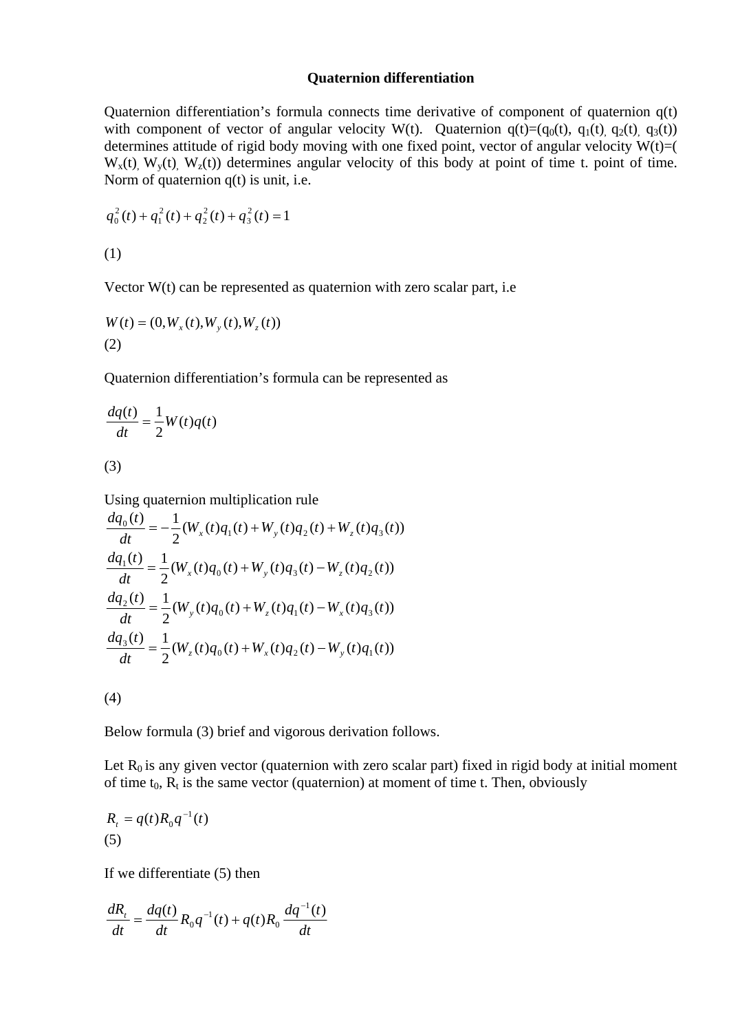# Quaternion differentiation

Quaternion differentiation's formula connects time derivative of component of quaternion q(t) with component of vector of angular velocity W(t). Quaternion $q(t)=(q_0(t), q_1(t), q_2(t), q_3(t))$ determines attitude of rigid body moving with one fixed point, vector of angular velocity $W(t)=(W_x(t), W_y(t), W_z(t))$ determines angular velocity of this body at point of time t. point of time. Norm of quaternion q(t) is unit, i.e.

$$q_0^2(t) + q_1^2(t) + q_2^2(t) + q_3^2(t) = 1$$

(1)

Vector W(t) can be represented as quaternion with zero scalar part, i.e

$$W(t) = (0, W_x(t), W_y(t), W_z(t))$$

(2)

Quaternion differentiation's formula can be represented as

$$\frac{dq(t)}{dt} = \frac{1}{2} W(t) q(t)$$

(3)

Using quaternion multiplication rule

$$\frac{dq_0(t)}{dt} = -\frac{1}{2}(W_x(t)q_1(t) + W_y(t)q_2(t) + W_z(t)q_3(t))$$
$$\frac{dq_1(t)}{dt} = \frac{1}{2}(W_x(t)q_0(t) + W_y(t)q_3(t) - W_z(t)q_2(t))$$
$$\frac{dq_2(t)}{dt} = \frac{1}{2}(W_y(t)q_0(t) + W_z(t)q_1(t) - W_x(t)q_3(t))$$
$$\frac{dq_3(t)}{dt} = \frac{1}{2}(W_z(t)q_0(t) + W_x(t)q_2(t) - W_y(t)q_1(t))$$

(4)

Below formula (3) brief and vigorous derivation follows.

Let $R_0$ is any given vector (quaternion with zero scalar part) fixed in rigid body at initial moment of time $t_0$, $R_t$ is the same vector (quaternion) at moment of time t. Then, obviously

$$R_t = q(t) R_0 q^{-1}(t)$$

(5)

If we differentiate (5) then

$$\frac{dR_t}{dt} = \frac{dq(t)}{dt} R_0 q^{-1}(t) + q(t) R_0 \frac{dq^{-1}(t)}{dt}$$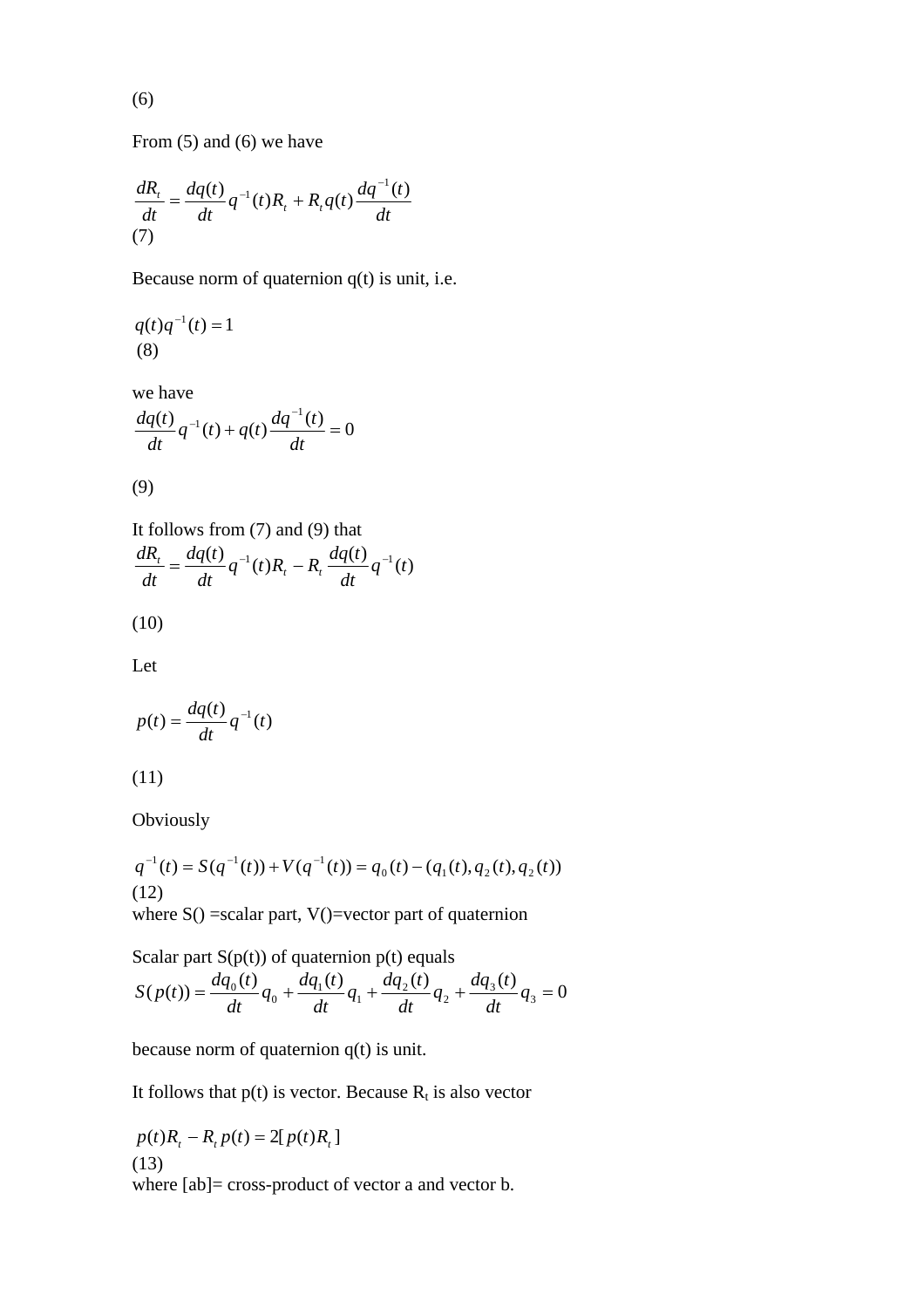(6)

From (5) and (6) we have

$$\frac{dR_t}{dt} = \frac{dq(t)}{dt} q^{-1}(t) R_t + R_t q(t) \frac{dq^{-1}(t)}{dt}$$

(7)

Because norm of quaternion q(t) is unit, i.e.

$$q(t) q^{-1}(t) = 1$$

(8)

we have

$$\frac{dq(t)}{dt} q^{-1}(t) + q(t) \frac{dq^{-1}(t)}{dt} = 0$$

(9)

It follows from (7) and (9) that

$$\frac{dR_t}{dt} = \frac{dq(t)}{dt} q^{-1}(t) R_t - R_t \frac{dq(t)}{dt} q^{-1}(t)$$

(10)

Let

$$p(t) = \frac{dq(t)}{dt} q^{-1}(t)$$

(11)

Obviously

$$q^{-1}(t) = S(q^{-1}(t)) + V(q^{-1}(t)) = q_0(t) - (q_1(t), q_2(t), q_2(t))$$

(12)

where S() =scalar part, V()=vector part of quaternion

Scalar part S(p(t)) of quaternion p(t) equals

$$S(p(t)) = \frac{dq_0(t)}{dt} q_0 + \frac{dq_1(t)}{dt} q_1 + \frac{dq_2(t)}{dt} q_2 + \frac{dq_3(t)}{dt} q_3 = 0$$

because norm of quaternion q(t) is unit.

It follows that p(t) is vector. Because $R_t$ is also vector

$$p(t) R_t - R_t p(t) = 2[p(t) R_t]$$

(13)

where [ab]= cross-product of vector a and vector b.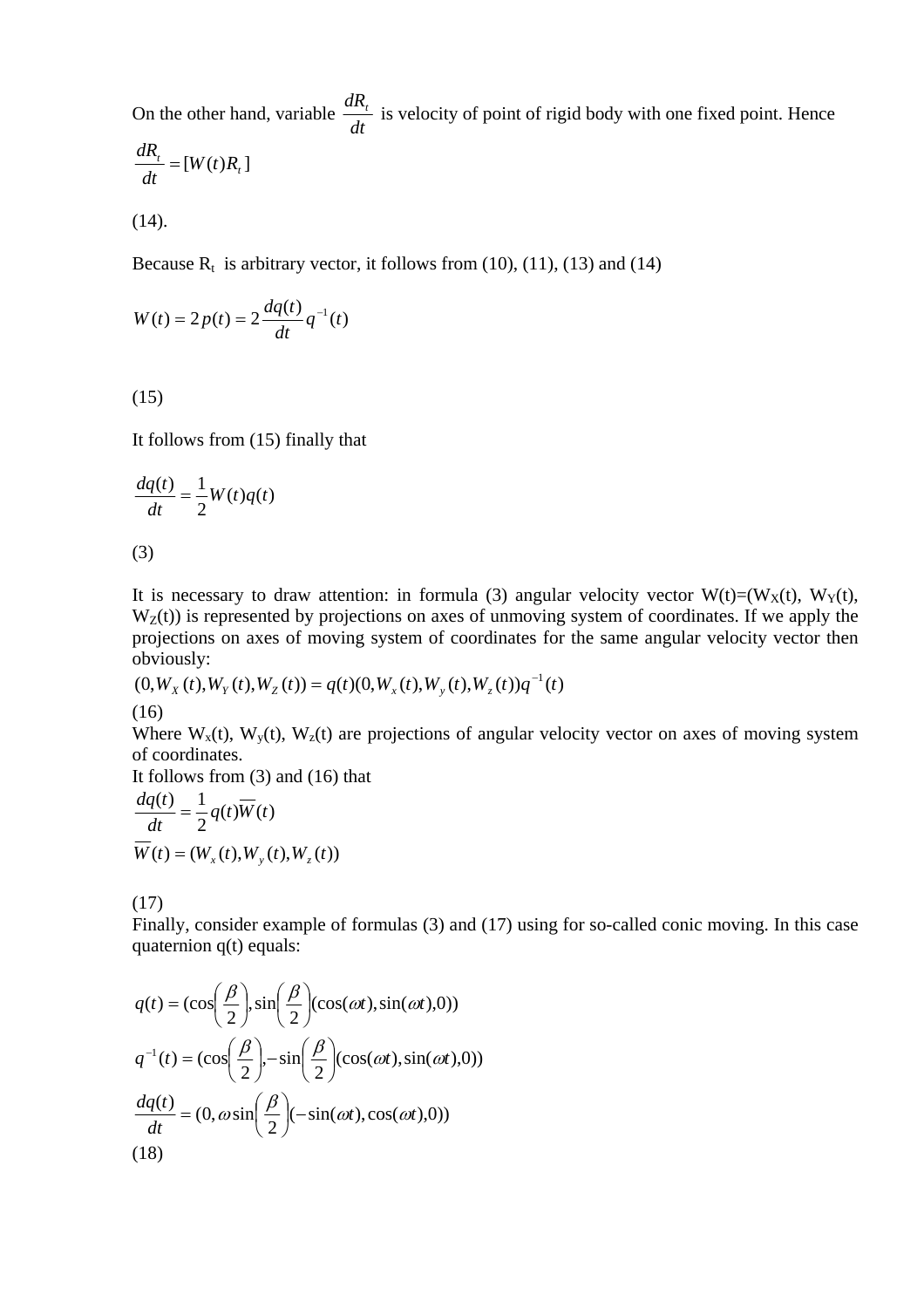On the other hand, variable $\frac{dR_t}{dt}$ is velocity of point of rigid body with one fixed point. Hence

$$\frac{dR_t}{dt} = [W(t)R_t]$$

(14).

Because $R_t$ is arbitrary vector, it follows from (10), (11), (13) and (14)

$$W(t) = 2p(t) = 2\frac{dq(t)}{dt}q^{-1}(t)$$

(15)

It follows from (15) finally that

$$\frac{dq(t)}{dt} = \frac{1}{2}W(t)q(t)$$

(3)

It is necessary to draw attention: in formula (3) angular velocity vector $W(t)=(W_X(t), W_Y(t), W_Z(t))$ is represented by projections on axes of unmoving system of coordinates. If we apply the projections on axes of moving system of coordinates for the same angular velocity vector then obviously:

$$(0, W_X(t), W_Y(t), W_Z(t)) = q(t)(0, W_x(t), W_y(t), W_z(t))q^{-1}(t)$$

(16)

Where $W_x(t)$, $W_y(t)$, $W_z(t)$ are projections of angular velocity vector on axes of moving system of coordinates.

It follows from (3) and (16) that

$$\frac{dq(t)}{dt} = \frac{1}{2}q(t)\overline{W}(t)$$

$$\overline{W}(t) = (W_x(t), W_y(t), W_z(t))$$

(17)

Finally, consider example of formulas (3) and (17) using for so-called conic moving. In this case quaternion q(t) equals:

$$q(t) = (\cos\left(\frac{\beta}{2}\right), \sin\left(\frac{\beta}{2}\right)(\cos(\omega t), \sin(\omega t), 0))$$

$$q^{-1}(t) = (\cos\left(\frac{\beta}{2}\right), -\sin\left(\frac{\beta}{2}\right)(\cos(\omega t), \sin(\omega t), 0))$$

$$\frac{dq(t)}{dt} = (0, \omega\sin\left(\frac{\beta}{2}\right)(-\sin(\omega t), \cos(\omega t), 0))$$

(18)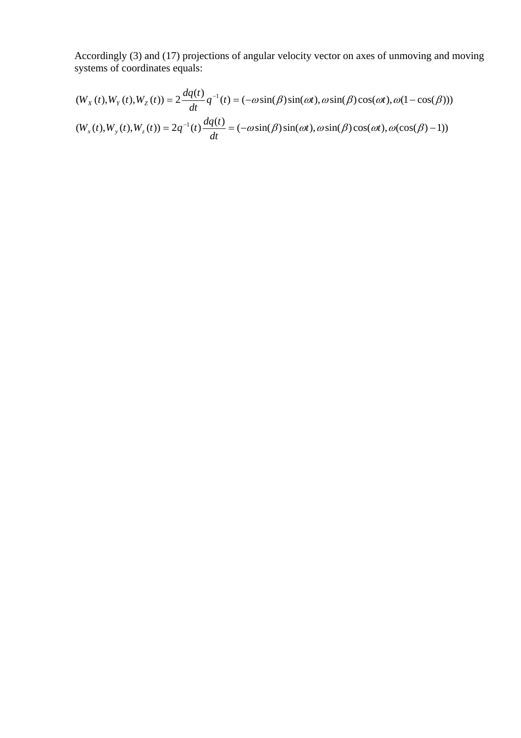Accordingly (3) and (17) projections of angular velocity vector on axes of unmoving and moving systems of coordinates equals:

$$(W_X(t), W_Y(t), W_Z(t)) = 2\frac{dq(t)}{dt}q^{-1}(t) = (-\omega\sin(\beta)\sin(\omega t), \omega\sin(\beta)\cos(\omega t), \omega(1-\cos(\beta)))$$

$$(W_x(t), W_y(t), W_z(t)) = 2q^{-1}(t)\frac{dq(t)}{dt} = (-\omega\sin(\beta)\sin(\omega t), \omega\sin(\beta)\cos(\omega t), \omega(\cos(\beta)-1))$$